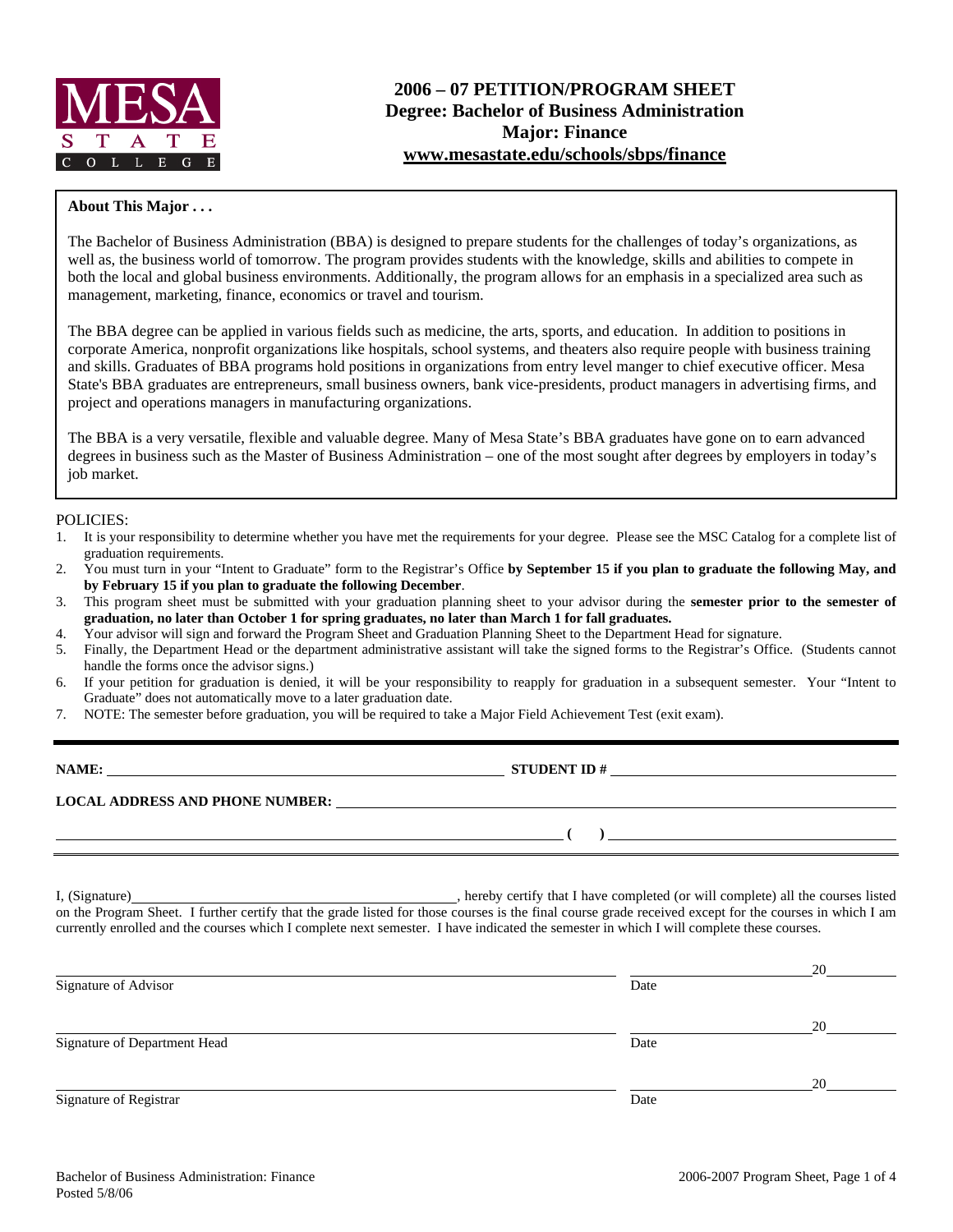MESA STATE COLLEGE

# 2006 – 07 PETITION/PROGRAM SHEET
## Degree: Bachelor of Business Administration
## Major: Finance
## www.mesastate.edu/schools/sbps/finance

**About This Major . . .**

The Bachelor of Business Administration (BBA) is designed to prepare students for the challenges of today's organizations, as well as, the business world of tomorrow. The program provides students with the knowledge, skills and abilities to compete in both the local and global business environments. Additionally, the program allows for an emphasis in a specialized area such as management, marketing, finance, economics or travel and tourism.

The BBA degree can be applied in various fields such as medicine, the arts, sports, and education. In addition to positions in corporate America, nonprofit organizations like hospitals, school systems, and theaters also require people with business training and skills. Graduates of BBA programs hold positions in organizations from entry level manger to chief executive officer. Mesa State's BBA graduates are entrepreneurs, small business owners, bank vice-presidents, product managers in advertising firms, and project and operations managers in manufacturing organizations.

The BBA is a very versatile, flexible and valuable degree. Many of Mesa State's BBA graduates have gone on to earn advanced degrees in business such as the Master of Business Administration – one of the most sought after degrees by employers in today's job market.

POLICIES:

1. It is your responsibility to determine whether you have met the requirements for your degree. Please see the MSC Catalog for a complete list of graduation requirements.
2. You must turn in your "Intent to Graduate" form to the Registrar's Office **by September 15 if you plan to graduate the following May, and by February 15 if you plan to graduate the following December**.
3. This program sheet must be submitted with your graduation planning sheet to your advisor during the **semester prior to the semester of graduation, no later than October 1 for spring graduates, no later than March 1 for fall graduates.**
4. Your advisor will sign and forward the Program Sheet and Graduation Planning Sheet to the Department Head for signature.
5. Finally, the Department Head or the department administrative assistant will take the signed forms to the Registrar's Office. (Students cannot handle the forms once the advisor signs.)
6. If your petition for graduation is denied, it will be your responsibility to reapply for graduation in a subsequent semester. Your "Intent to Graduate" does not automatically move to a later graduation date.
7. NOTE: The semester before graduation, you will be required to take a Major Field Achievement Test (exit exam).

**NAME:** ______________________ **STUDENT ID #** ______________________

**LOCAL ADDRESS AND PHONE NUMBER:** ______________________

______________________ **( )** ______________________

I, (Signature)______________________, hereby certify that I have completed (or will complete) all the courses listed on the Program Sheet. I further certify that the grade listed for those courses is the final course grade received except for the courses in which I am currently enrolled and the courses which I complete next semester. I have indicated the semester in which I will complete these courses.

______________________ ______________ 20______
Signature of Advisor Date

______________________ ______________ 20______
Signature of Department Head Date

______________________ ______________ 20______
Signature of Registrar Date

Bachelor of Business Administration: Finance
Posted 5/8/06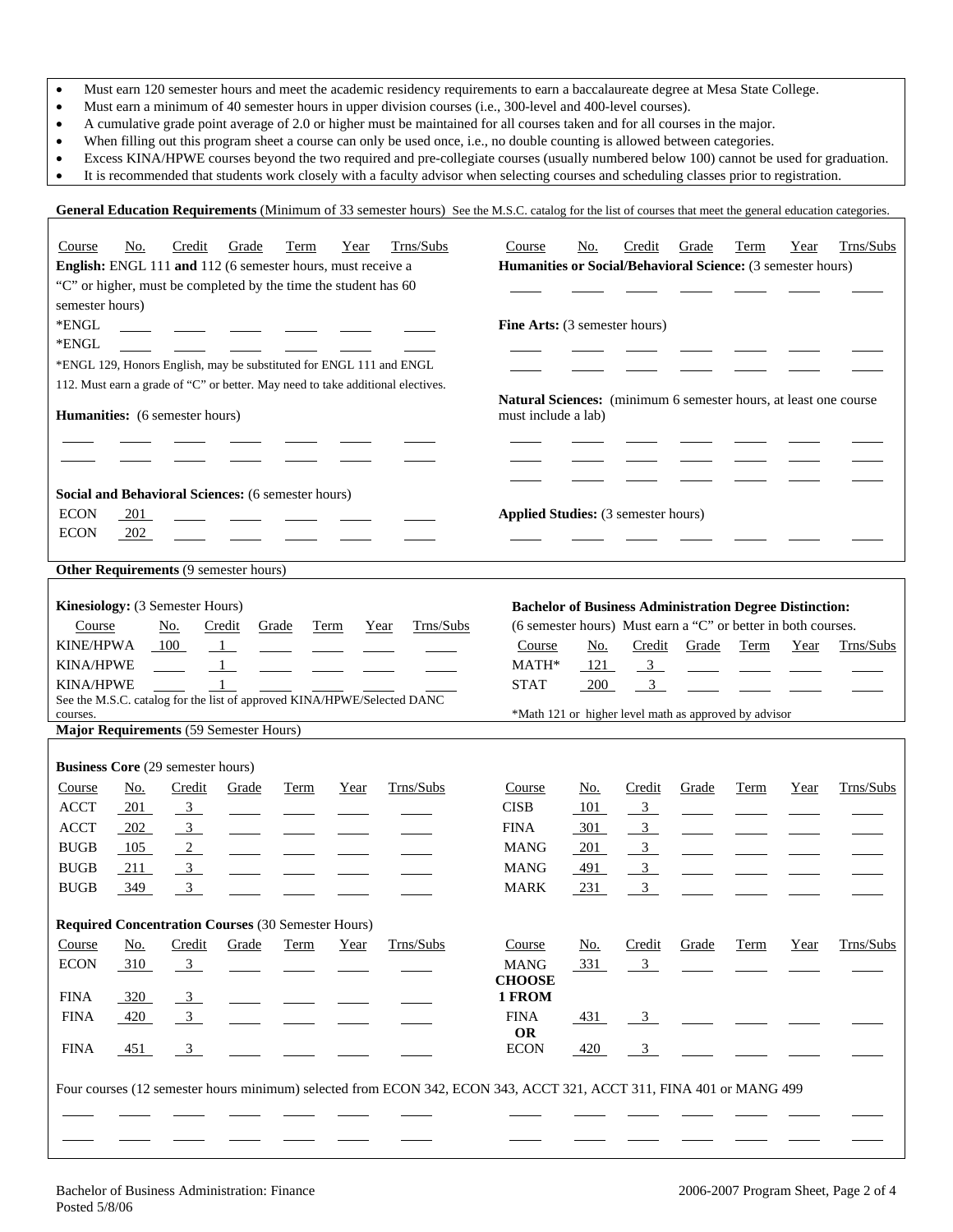- Must earn 120 semester hours and meet the academic residency requirements to earn a baccalaureate degree at Mesa State College.
- Must earn a minimum of 40 semester hours in upper division courses (i.e., 300-level and 400-level courses).
- A cumulative grade point average of 2.0 or higher must be maintained for all courses taken and for all courses in the major.
- When filling out this program sheet a course can only be used once, i.e., no double counting is allowed between categories.
- Excess KINA/HPWE courses beyond the two required and pre-collegiate courses (usually numbered below 100) cannot be used for graduation.
- It is recommended that students work closely with a faculty advisor when selecting courses and scheduling classes prior to registration.

## General Education Requirements (Minimum of 33 semester hours)

See the M.S.C. catalog for the list of courses that meet the general education categories.

**English:** ENGL 111 **and** 112 (6 semester hours, must receive a "C" or higher, must be completed by the time the student has 60 semester hours)

| Course | No. | Credit | Grade | Term | Year | Trns/Subs |
|---|---|---|---|---|---|---|
| *ENGL | | | | | | |
| *ENGL | | | | | | |

*ENGL 129, Honors English, may be substituted for ENGL 111 and ENGL 112. Must earn a grade of "C" or better. May need to take additional electives.

**Humanities:** (6 semester hours)

| Course | No. | Credit | Grade | Term | Year | Trns/Subs |
|---|---|---|---|---|---|---|
| | | | | | | |
| | | | | | | |

**Social and Behavioral Sciences:** (6 semester hours)

| Course | No. | Credit | Grade | Term | Year | Trns/Subs |
|---|---|---|---|---|---|---|
| ECON | 201 | | | | | |
| ECON | 202 | | | | | |

**Humanities or Social/Behavioral Science:** (3 semester hours)

| Course | No. | Credit | Grade | Term | Year | Trns/Subs |
|---|---|---|---|---|---|---|
| | | | | | | |

**Fine Arts:** (3 semester hours)

| Course | No. | Credit | Grade | Term | Year | Trns/Subs |
|---|---|---|---|---|---|---|
| | | | | | | |
| | | | | | | |

**Natural Sciences:** (minimum 6 semester hours, at least one course must include a lab)

| Course | No. | Credit | Grade | Term | Year | Trns/Subs |
|---|---|---|---|---|---|---|
| | | | | | | |
| | | | | | | |
| | | | | | | |

**Applied Studies:** (3 semester hours)

| Course | No. | Credit | Grade | Term | Year | Trns/Subs |
|---|---|---|---|---|---|---|
| | | | | | | |

## Other Requirements (9 semester hours)

**Kinesiology:** (3 Semester Hours)

| Course | No. | Credit | Grade | Term | Year | Trns/Subs |
|---|---|---|---|---|---|---|
| KINE/HPWA | 100 | 1 | | | | |
| KINA/HPWE | | 1 | | | | |
| KINA/HPWE | | 1 | | | | |

See the M.S.C. catalog for the list of approved KINA/HPWE/Selected DANC courses.

**Bachelor of Business Administration Degree Distinction:** (6 semester hours) Must earn a "C" or better in both courses.

| Course | No. | Credit | Grade | Term | Year | Trns/Subs |
|---|---|---|---|---|---|---|
| MATH* | 121 | 3 | | | | |
| STAT | 200 | 3 | | | | |

*Math 121 or higher level math as approved by advisor

## Major Requirements (59 Semester Hours)

**Business Core** (29 semester hours)

| Course | No. | Credit | Grade | Term | Year | Trns/Subs |
|---|---|---|---|---|---|---|
| ACCT | 201 | 3 | | | | |
| ACCT | 202 | 3 | | | | |
| BUGB | 105 | 2 | | | | |
| BUGB | 211 | 3 | | | | |
| BUGB | 349 | 3 | | | | |
| CISB | 101 | 3 | | | | |
| FINA | 301 | 3 | | | | |
| MANG | 201 | 3 | | | | |
| MANG | 491 | 3 | | | | |
| MARK | 231 | 3 | | | | |

**Required Concentration Courses** (30 Semester Hours)

| Course | No. | Credit | Grade | Term | Year | Trns/Subs |
|---|---|---|---|---|---|---|
| ECON | 310 | 3 | | | | |
| FINA | 320 | 3 | | | | |
| FINA | 420 | 3 | | | | |
| FINA | 451 | 3 | | | | |
| MANG | 331 | 3 | | | | |
| **CHOOSE 1 FROM** | | | | | | |
| FINA | 431 | 3 | | | | |
| **OR** | | | | | | |
| ECON | 420 | 3 | | | | |

Four courses (12 semester hours minimum) selected from ECON 342, ECON 343, ACCT 321, ACCT 311, FINA 401 or MANG 499

| Course | No. | Credit | Grade | Term | Year | Trns/Subs |
|---|---|---|---|---|---|---|
| | | | | | | |
| | | | | | | |
| | | | | | | |
| | | | | | | |

Bachelor of Business Administration: Finance
Posted 5/8/06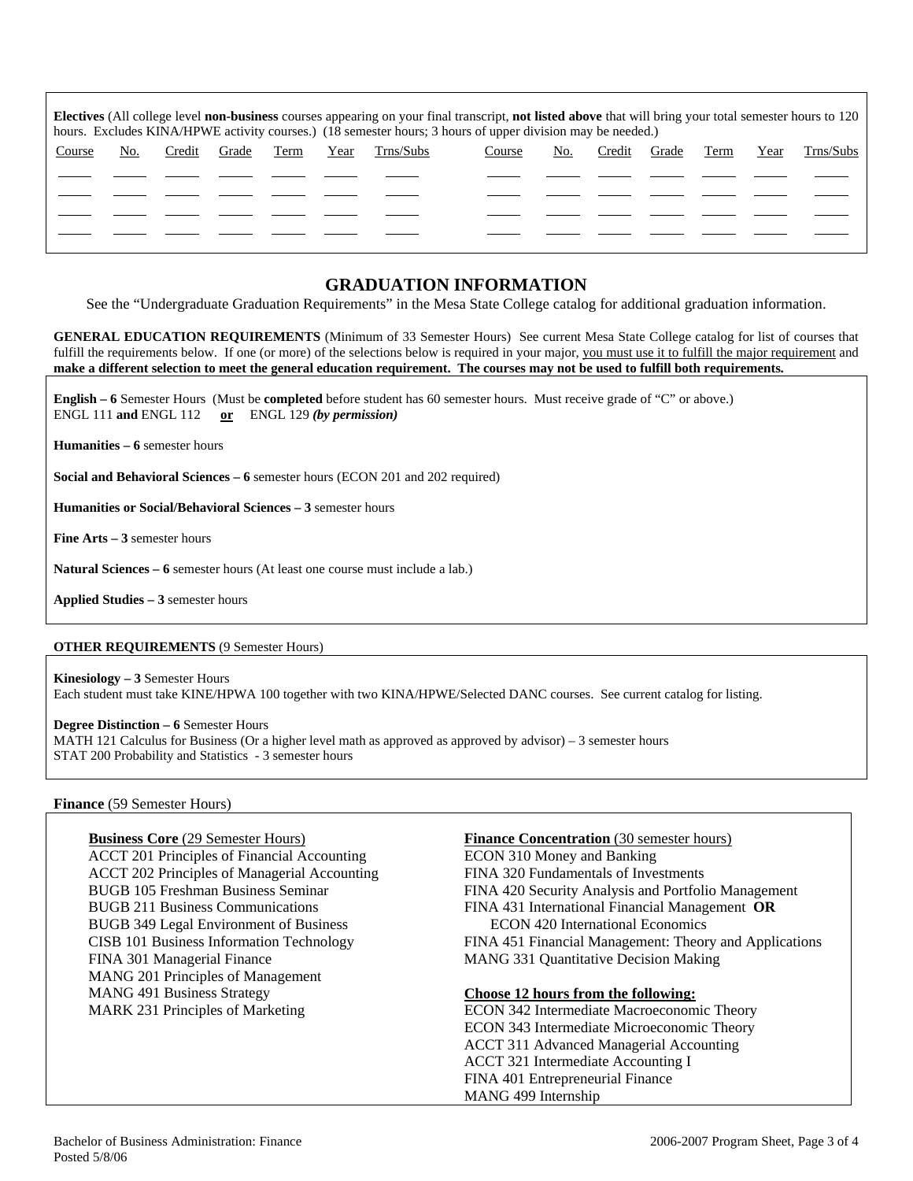**Electives** (All college level **non-business** courses appearing on your final transcript, **not listed above** that will bring your total semester hours to 120 hours. Excludes KINA/HPWE activity courses.) (18 semester hours; 3 hours of upper division may be needed.)

| Course | No. | Credit | Grade | Term | Year | Trns/Subs | Course | No. | Credit | Grade | Term | Year | Trns/Subs |
|---|---|---|---|---|---|---|---|---|---|---|---|---|---|
| | | | | | | | | | | | | | |
| | | | | | | | | | | | | | |
| | | | | | | | | | | | | | |
| | | | | | | | | | | | | | |

## GRADUATION INFORMATION

See the "Undergraduate Graduation Requirements" in the Mesa State College catalog for additional graduation information.

**GENERAL EDUCATION REQUIREMENTS** (Minimum of 33 Semester Hours) See current Mesa State College catalog for list of courses that fulfill the requirements below. If one (or more) of the selections below is required in your major, you must use it to fulfill the major requirement and **make a different selection to meet the general education requirement. The courses may not be used to fulfill both requirements.**

**English – 6** Semester Hours (Must be **completed** before student has 60 semester hours. Must receive grade of "C" or above.)
ENGL 111 **and** ENGL 112 **or** ENGL 129 ***(by permission)***

**Humanities – 6** semester hours

**Social and Behavioral Sciences – 6** semester hours (ECON 201 and 202 required)

**Humanities or Social/Behavioral Sciences – 3** semester hours

**Fine Arts – 3** semester hours

**Natural Sciences – 6** semester hours (At least one course must include a lab.)

**Applied Studies – 3** semester hours

**OTHER REQUIREMENTS** (9 Semester Hours)

**Kinesiology – 3** Semester Hours
Each student must take KINE/HPWA 100 together with two KINA/HPWE/Selected DANC courses. See current catalog for listing.

**Degree Distinction – 6** Semester Hours
MATH 121 Calculus for Business (Or a higher level math as approved as approved by advisor) – 3 semester hours
STAT 200 Probability and Statistics - 3 semester hours

**Finance** (59 Semester Hours)

**Business Core** (29 Semester Hours)
ACCT 201 Principles of Financial Accounting
ACCT 202 Principles of Managerial Accounting
BUGB 105 Freshman Business Seminar
BUGB 211 Business Communications
BUGB 349 Legal Environment of Business
CISB 101 Business Information Technology
FINA 301 Managerial Finance
MANG 201 Principles of Management
MANG 491 Business Strategy
MARK 231 Principles of Marketing

**Finance Concentration** (30 semester hours)
ECON 310 Money and Banking
FINA 320 Fundamentals of Investments
FINA 420 Security Analysis and Portfolio Management
FINA 431 International Financial Management **OR**
ECON 420 International Economics
FINA 451 Financial Management: Theory and Applications
MANG 331 Quantitative Decision Making

**Choose 12 hours from the following:**
ECON 342 Intermediate Macroeconomic Theory
ECON 343 Intermediate Microeconomic Theory
ACCT 311 Advanced Managerial Accounting
ACCT 321 Intermediate Accounting I
FINA 401 Entrepreneurial Finance
MANG 499 Internship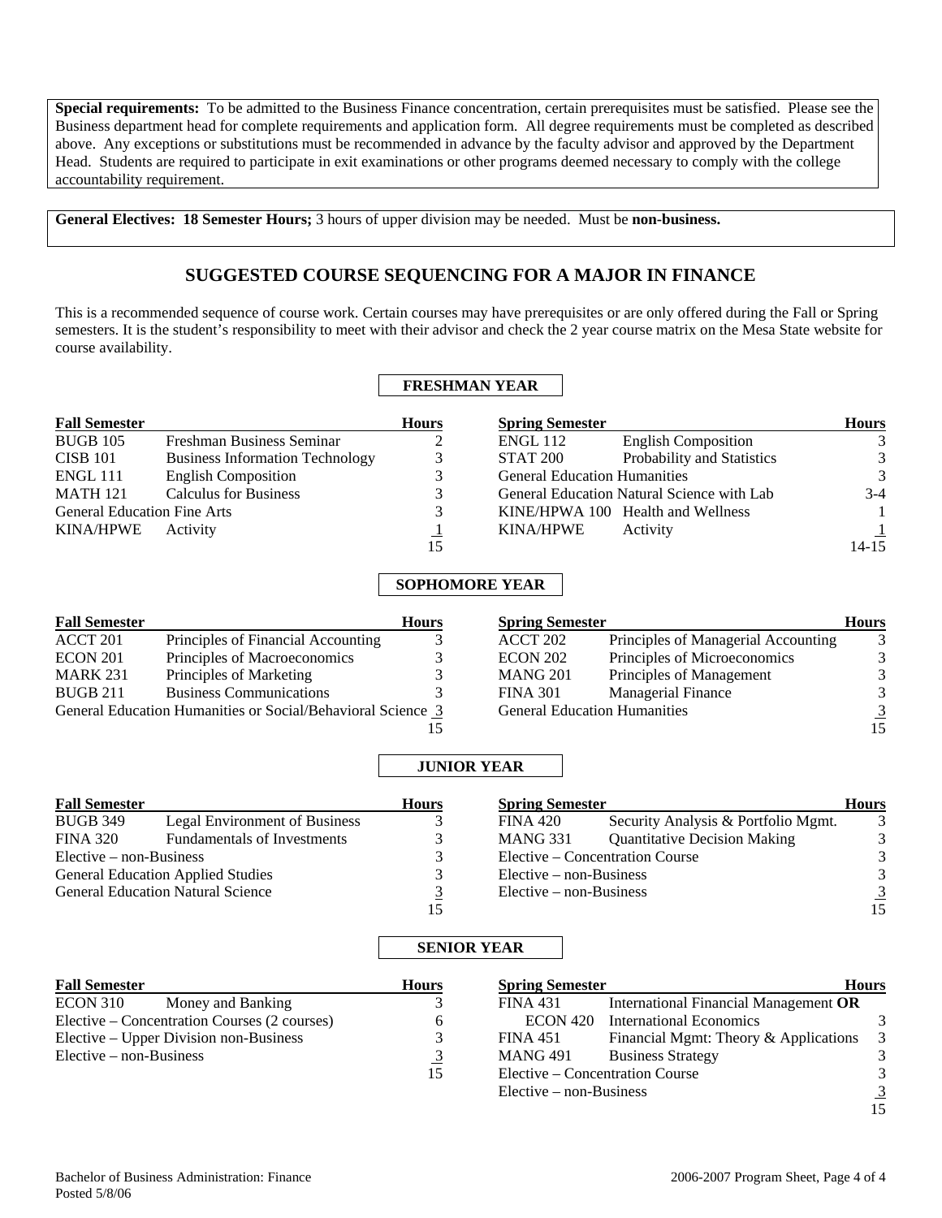**Special requirements:** To be admitted to the Business Finance concentration, certain prerequisites must be satisfied. Please see the Business department head for complete requirements and application form. All degree requirements must be completed as described above. Any exceptions or substitutions must be recommended in advance by the faculty advisor and approved by the Department Head. Students are required to participate in exit examinations or other programs deemed necessary to comply with the college accountability requirement.

**General Electives: 18 Semester Hours;** 3 hours of upper division may be needed. Must be **non-business.**

## SUGGESTED COURSE SEQUENCING FOR A MAJOR IN FINANCE

This is a recommended sequence of course work. Certain courses may have prerequisites or are only offered during the Fall or Spring semesters. It is the student's responsibility to meet with their advisor and check the 2 year course matrix on the Mesa State website for course availability.

### FRESHMAN YEAR

| Fall Semester | | Hours |
|---|---|---|
| BUGB 105 | Freshman Business Seminar | 2 |
| CISB 101 | Business Information Technology | 3 |
| ENGL 111 | English Composition | 3 |
| MATH 121 | Calculus for Business | 3 |
| General Education Fine Arts | | 3 |
| KINA/HPWE | Activity | 1 |
| | | 15 |

| Spring Semester | | Hours |
|---|---|---|
| ENGL 112 | English Composition | 3 |
| STAT 200 | Probability and Statistics | 3 |
| General Education Humanities | | 3 |
| General Education Natural Science with Lab | | 3-4 |
| KINE/HPWA 100 | Health and Wellness | 1 |
| KINA/HPWE | Activity | 1 |
| | | 14-15 |

### SOPHOMORE YEAR

| Fall Semester | | Hours |
|---|---|---|
| ACCT 201 | Principles of Financial Accounting | 3 |
| ECON 201 | Principles of Macroeconomics | 3 |
| MARK 231 | Principles of Marketing | 3 |
| BUGB 211 | Business Communications | 3 |
| General Education Humanities or Social/Behavioral Science | | 3 |
| | | 15 |

| Spring Semester | | Hours |
|---|---|---|
| ACCT 202 | Principles of Managerial Accounting | 3 |
| ECON 202 | Principles of Microeconomics | 3 |
| MANG 201 | Principles of Management | 3 |
| FINA 301 | Managerial Finance | 3 |
| General Education Humanities | | 3 |
| | | 15 |

### JUNIOR YEAR

| Fall Semester | | Hours |
|---|---|---|
| BUGB 349 | Legal Environment of Business | 3 |
| FINA 320 | Fundamentals of Investments | 3 |
| Elective – non-Business | | 3 |
| General Education Applied Studies | | 3 |
| General Education Natural Science | | 3 |
| | | 15 |

| Spring Semester | | Hours |
|---|---|---|
| FINA 420 | Security Analysis & Portfolio Mgmt. | 3 |
| MANG 331 | Quantitative Decision Making | 3 |
| Elective – Concentration Course | | 3 |
| Elective – non-Business | | 3 |
| Elective – non-Business | | 3 |
| | | 15 |

### SENIOR YEAR

| Fall Semester | | Hours |
|---|---|---|
| ECON 310 | Money and Banking | 3 |
| Elective – Concentration Courses (2 courses) | | 6 |
| Elective – Upper Division non-Business | | 3 |
| Elective – non-Business | | 3 |
| | | 15 |

| Spring Semester | | Hours |
|---|---|---|
| FINA 431 | International Financial Management **OR** | |
| ECON 420 | International Economics | 3 |
| FINA 451 | Financial Mgmt: Theory & Applications | 3 |
| MANG 491 | Business Strategy | 3 |
| Elective – Concentration Course | | 3 |
| Elective – non-Business | | 3 |
| | | 15 |

Bachelor of Business Administration: Finance
Posted 5/8/06